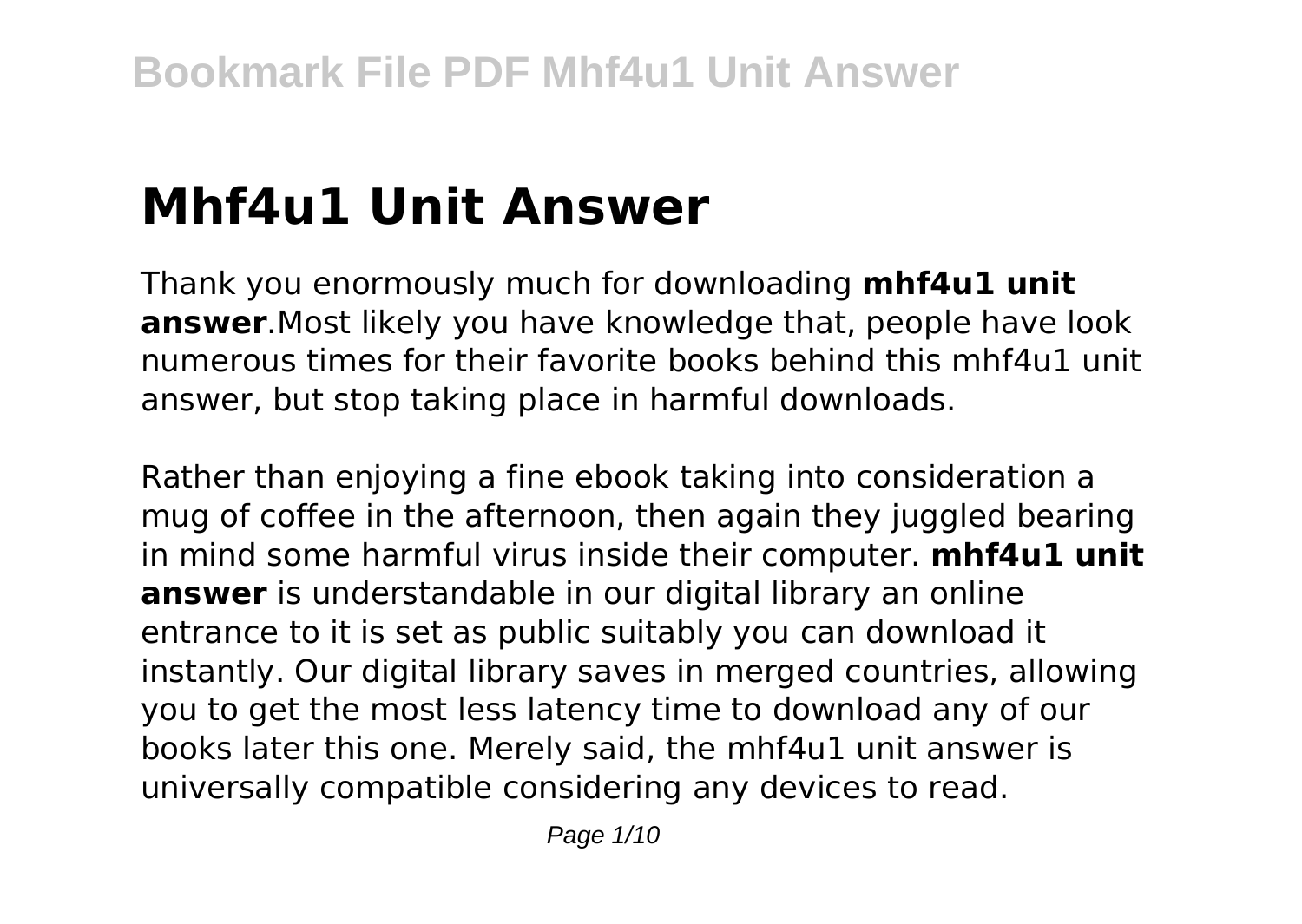# Mhf4u1 Unit Answer

Thank you enormously much for downloading **mhf4u1 unit answer**.Most likely you have knowledge that, people have look numerous times for their favorite books behind this mhf4u1 unit answer, but stop taking place in harmful downloads.

Rather than enjoying a fine ebook taking into consideration a mug of coffee in the afternoon, then again they juggled bearing in mind some harmful virus inside their computer. **mhf4u1 unit answer** is understandable in our digital library an online entrance to it is set as public suitably you can download it instantly. Our digital library saves in merged countries, allowing you to get the most less latency time to download any of our books later this one. Merely said, the mhf4u1 unit answer is universally compatible considering any devices to read.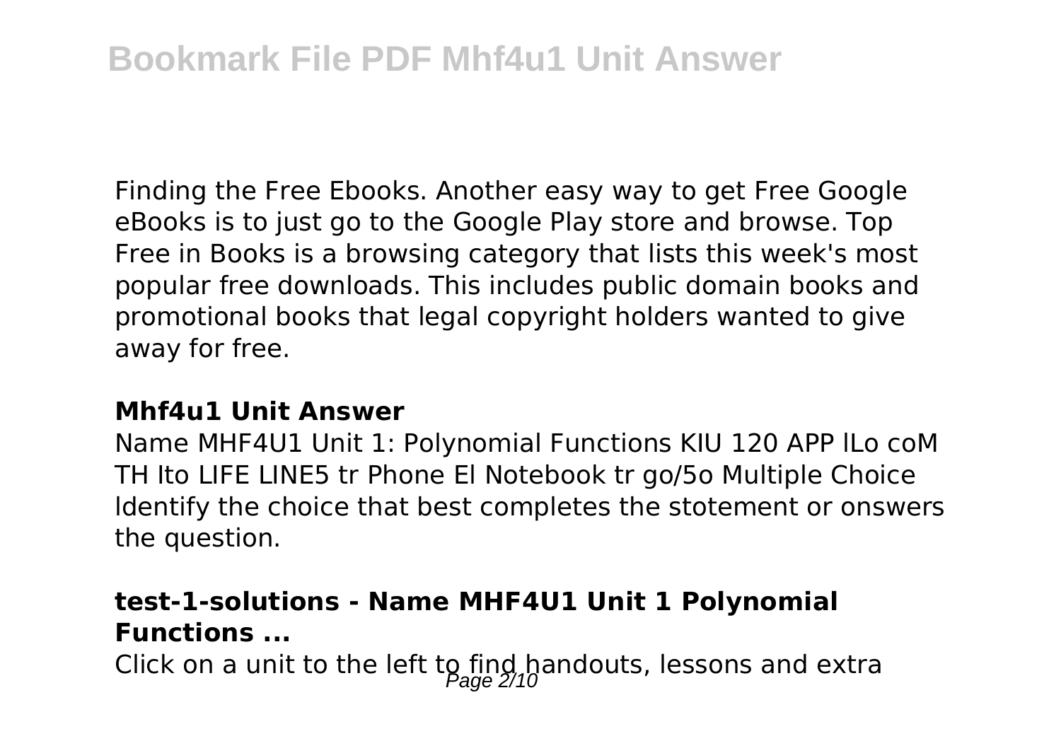Finding the Free Ebooks. Another easy way to get Free Google eBooks is to just go to the Google Play store and browse. Top Free in Books is a browsing category that lists this week's most popular free downloads. This includes public domain books and promotional books that legal copyright holders wanted to give away for free.

### Mhf4u1 Unit Answer

Name MHF4U1 Unit 1: Polynomial Functions KIU 120 APP lLo coM TH Ito LIFE LINE5 tr Phone El Notebook tr go/5o Multiple Choice ldentify the choice that best completes the stotement or onswers the question.

### test-1-solutions - Name MHF4U1 Unit 1 Polynomial Functions ...

Click on a unit to the left to find handouts, lessons and extra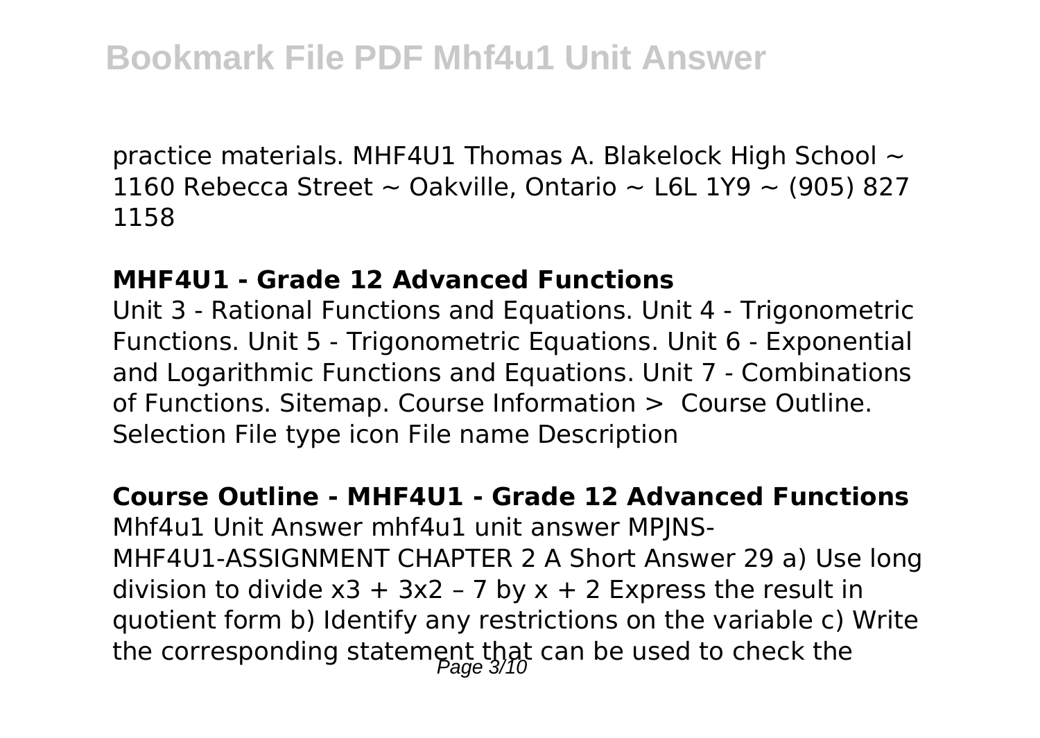practice materials. MHF4U1 Thomas A. Blakelock High School ~ 1160 Rebecca Street ~ Oakville, Ontario ~ L6L 1Y9 ~ (905) 827 1158

## MHF4U1 - Grade 12 Advanced Functions

Unit 3 - Rational Functions and Equations. Unit 4 - Trigonometric Functions. Unit 5 - Trigonometric Equations. Unit 6 - Exponential and Logarithmic Functions and Equations. Unit 7 - Combinations of Functions. Sitemap. Course Information > Course Outline. Selection File type icon File name Description

## Course Outline - MHF4U1 - Grade 12 Advanced Functions

Mhf4u1 Unit Answer mhf4u1 unit answer MPJNS-MHF4U1-ASSIGNMENT CHAPTER 2 A Short Answer 29 a) Use long division to divide $x^3 + 3x^2 - 7$ by $x + 2$ Express the result in quotient form b) Identify any restrictions on the variable c) Write the corresponding statement that can be used to check the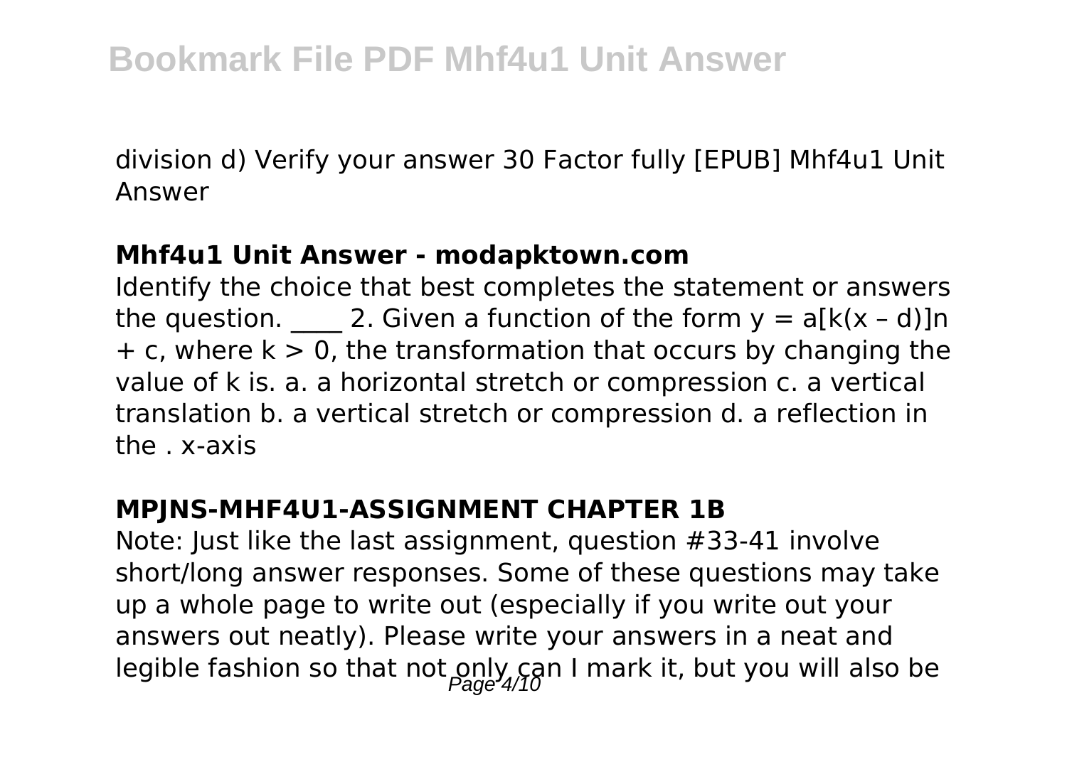division d) Verify your answer 30 Factor fully [EPUB] Mhf4u1 Unit Answer

### Mhf4u1 Unit Answer - modapktown.com

Identify the choice that best completes the statement or answers the question. ____ 2. Given a function of the form $y = a[k(x - d)]n + c$, where $k > 0$, the transformation that occurs by changing the value of k is. a. a horizontal stretch or compression c. a vertical translation b. a vertical stretch or compression d. a reflection in the . x-axis

### MPJNS-MHF4U1-ASSIGNMENT CHAPTER 1B

Note: Just like the last assignment, question #33-41 involve short/long answer responses. Some of these questions may take up a whole page to write out (especially if you write out your answers out neatly). Please write your answers in a neat and legible fashion so that not only can I mark it, but you will also be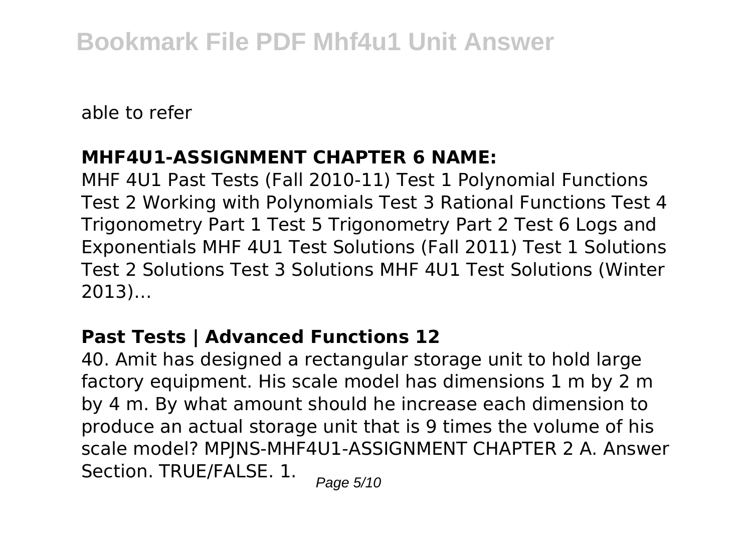able to refer

### MHF4U1-ASSIGNMENT CHAPTER 6 NAME:

MHF 4U1 Past Tests (Fall 2010-11) Test 1 Polynomial Functions Test 2 Working with Polynomials Test 3 Rational Functions Test 4 Trigonometry Part 1 Test 5 Trigonometry Part 2 Test 6 Logs and Exponentials MHF 4U1 Test Solutions (Fall 2011) Test 1 Solutions Test 2 Solutions Test 3 Solutions MHF 4U1 Test Solutions (Winter 2013)...

### Past Tests | Advanced Functions 12

40. Amit has designed a rectangular storage unit to hold large factory equipment. His scale model has dimensions 1 m by 2 m by 4 m. By what amount should he increase each dimension to produce an actual storage unit that is 9 times the volume of his scale model? MPJNS-MHF4U1-ASSIGNMENT CHAPTER 2 A. Answer Section. TRUE/FALSE. 1.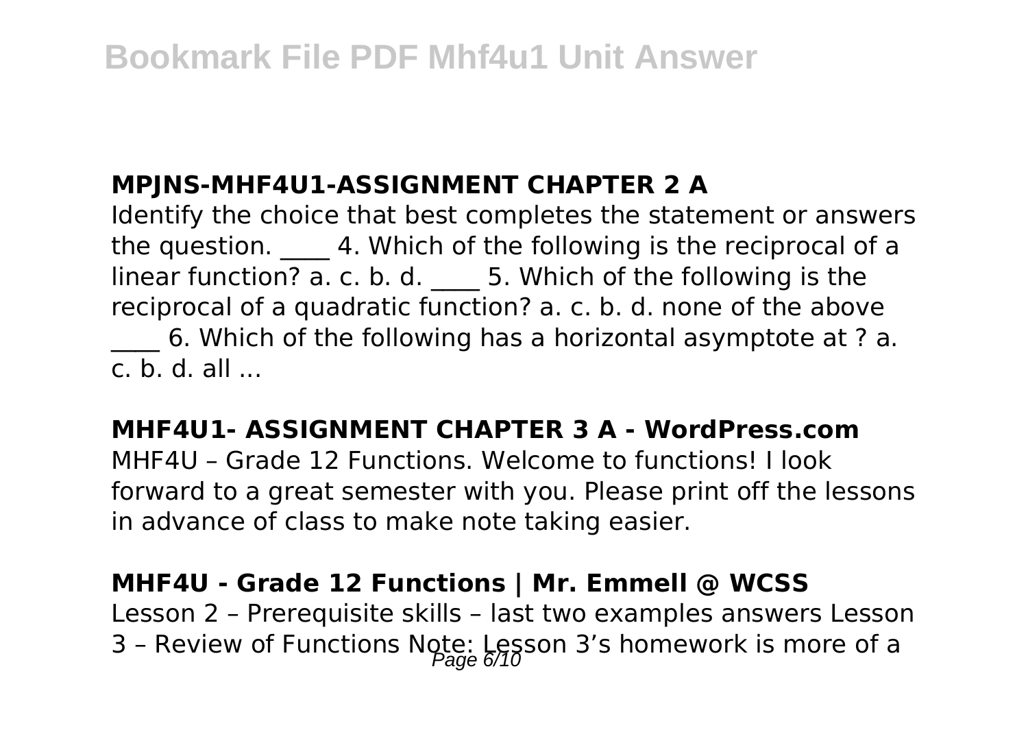**MPJNS-MHF4U1-ASSIGNMENT CHAPTER 2 A**

Identify the choice that best completes the statement or answers the question. ____ 4. Which of the following is the reciprocal of a linear function? a. c. b. d. ____ 5. Which of the following is the reciprocal of a quadratic function? a. c. b. d. none of the above ____ 6. Which of the following has a horizontal asymptote at ? a. c. b. d. all ...

**MHF4U1- ASSIGNMENT CHAPTER 3 A - WordPress.com**

MHF4U – Grade 12 Functions. Welcome to functions! I look forward to a great semester with you. Please print off the lessons in advance of class to make note taking easier.

**MHF4U - Grade 12 Functions | Mr. Emmell @ WCSS**

Lesson 2 – Prerequisite skills – last two examples answers Lesson 3 – Review of Functions Note: Lesson 3's homework is more of a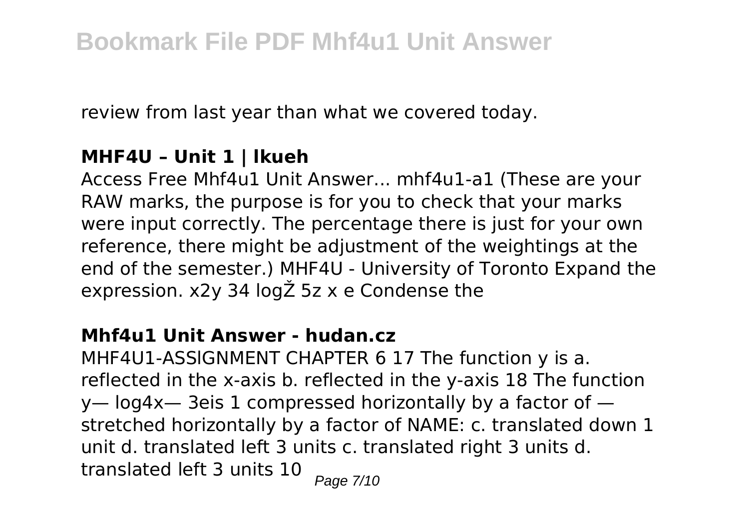review from last year than what we covered today.

### MHF4U – Unit 1 | lkueh

Access Free Mhf4u1 Unit Answer... mhf4u1-a1 (These are your RAW marks, the purpose is for you to check that your marks were input correctly. The percentage there is just for your own reference, there might be adjustment of the weightings at the end of the semester.) MHF4U - University of Toronto Expand the expression. x2y 34 logŽ 5z x e Condense the

### Mhf4u1 Unit Answer - hudan.cz

MHF4U1-ASSlGNMENT CHAPTER 6 17 The function y is a. reflected in the x-axis b. reflected in the y-axis 18 The function y— log4x— 3eis 1 compressed horizontally by a factor of — stretched horizontally by a factor of NAME: c. translated down 1 unit d. translated left 3 units c. translated right 3 units d. translated left 3 units 10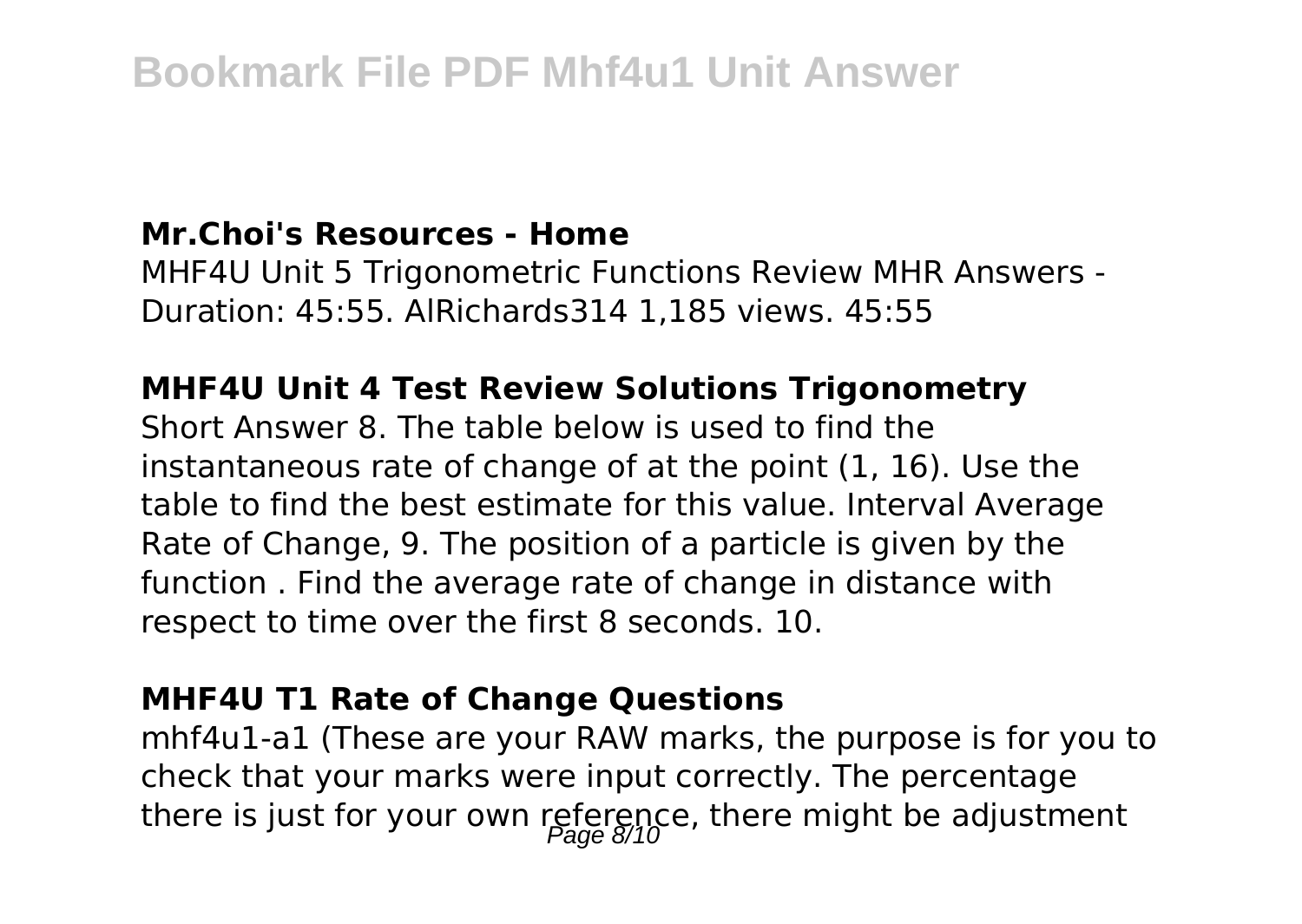### Mr.Choi's Resources - Home

MHF4U Unit 5 Trigonometric Functions Review MHR Answers - Duration: 45:55. AlRichards314 1,185 views. 45:55

### MHF4U Unit 4 Test Review Solutions Trigonometry

Short Answer 8. The table below is used to find the instantaneous rate of change of at the point (1, 16). Use the table to find the best estimate for this value. Interval Average Rate of Change, 9. The position of a particle is given by the function . Find the average rate of change in distance with respect to time over the first 8 seconds. 10.

### MHF4U T1 Rate of Change Questions

mhf4u1-a1 (These are your RAW marks, the purpose is for you to check that your marks were input correctly. The percentage there is just for your own reference, there might be adjustment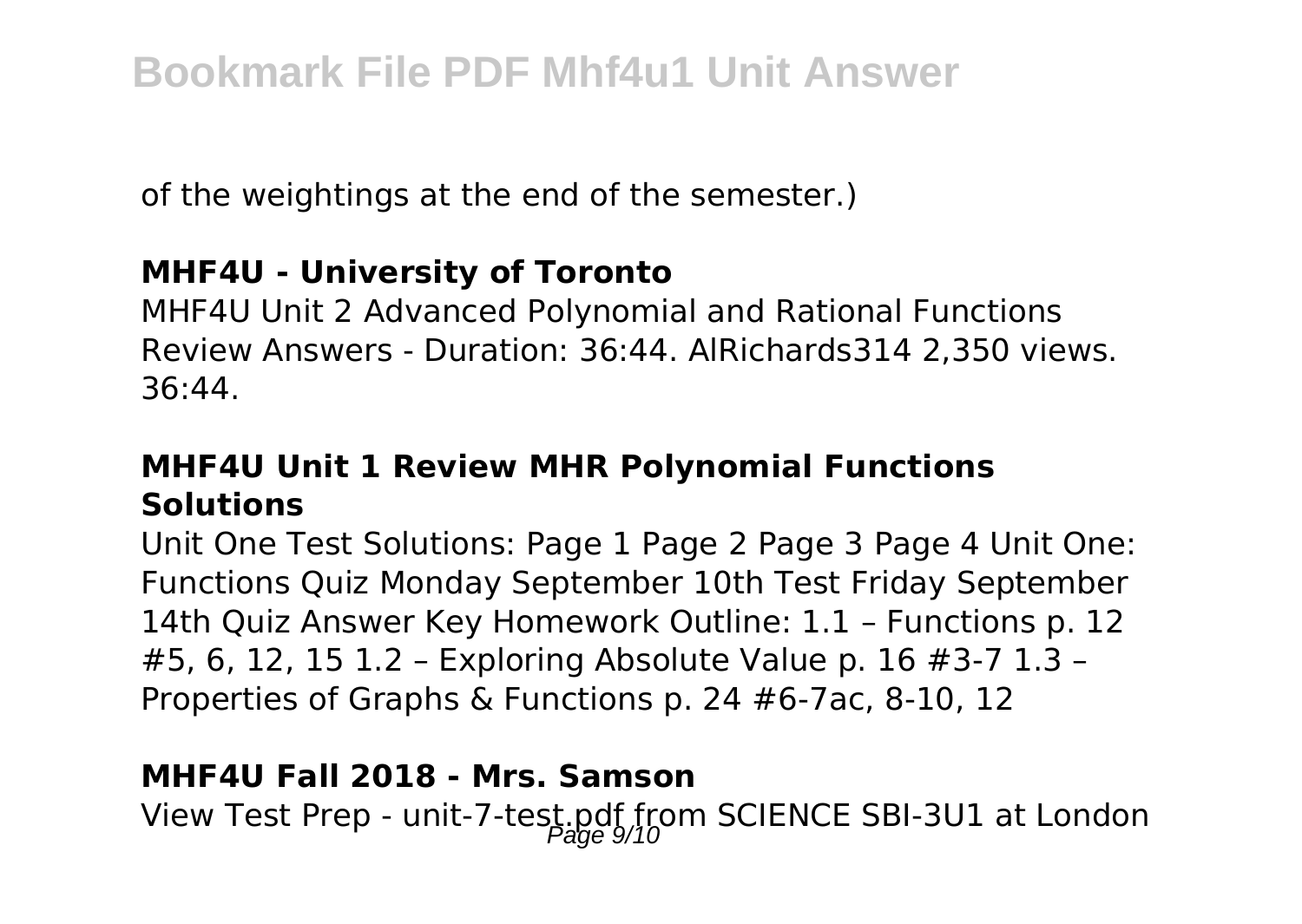of the weightings at the end of the semester.)

**MHF4U - University of Toronto**

MHF4U Unit 2 Advanced Polynomial and Rational Functions Review Answers - Duration: 36:44. AlRichards314 2,350 views. 36:44.

**MHF4U Unit 1 Review MHR Polynomial Functions Solutions**

Unit One Test Solutions: Page 1 Page 2 Page 3 Page 4 Unit One: Functions Quiz Monday September 10th Test Friday September 14th Quiz Answer Key Homework Outline: 1.1 – Functions p. 12 #5, 6, 12, 15 1.2 – Exploring Absolute Value p. 16 #3-7 1.3 – Properties of Graphs & Functions p. 24 #6-7ac, 8-10, 12

**MHF4U Fall 2018 - Mrs. Samson**

View Test Prep - unit-7-test.pdf from SCIENCE SBI-3U1 at London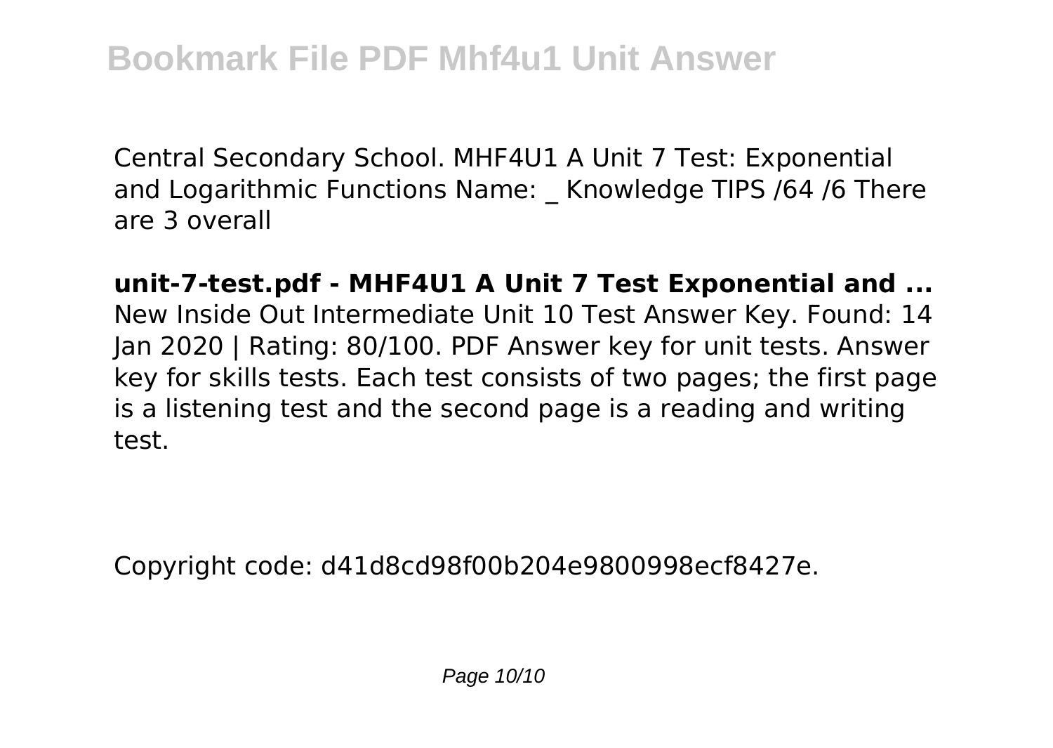Central Secondary School. MHF4U1 A Unit 7 Test: Exponential and Logarithmic Functions Name: _ Knowledge TIPS /64 /6 There are 3 overall

**unit-7-test.pdf - MHF4U1 A Unit 7 Test Exponential and ...**

New Inside Out Intermediate Unit 10 Test Answer Key. Found: 14 Jan 2020 | Rating: 80/100. PDF Answer key for unit tests. Answer key for skills tests. Each test consists of two pages; the first page is a listening test and the second page is a reading and writing test.

Copyright code: d41d8cd98f00b204e9800998ecf8427e.